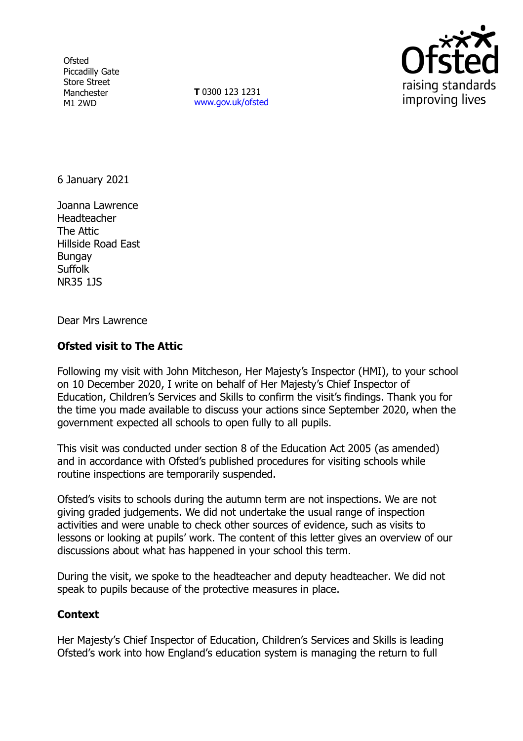Ofsted
Piccadilly Gate
Store Street
Manchester
M1 2WD

**T** 0300 123 1231
www.gov.uk/ofsted

6 January 2021

Joanna Lawrence
Headteacher
The Attic
Hillside Road East
Bungay
Suffolk
NR35 1JS

Dear Mrs Lawrence

**Ofsted visit to The Attic**

Following my visit with John Mitcheson, Her Majesty's Inspector (HMI), to your school on 10 December 2020, I write on behalf of Her Majesty's Chief Inspector of Education, Children's Services and Skills to confirm the visit's findings. Thank you for the time you made available to discuss your actions since September 2020, when the government expected all schools to open fully to all pupils.

This visit was conducted under section 8 of the Education Act 2005 (as amended) and in accordance with Ofsted's published procedures for visiting schools while routine inspections are temporarily suspended.

Ofsted's visits to schools during the autumn term are not inspections. We are not giving graded judgements. We did not undertake the usual range of inspection activities and were unable to check other sources of evidence, such as visits to lessons or looking at pupils' work. The content of this letter gives an overview of our discussions about what has happened in your school this term.

During the visit, we spoke to the headteacher and deputy headteacher. We did not speak to pupils because of the protective measures in place.

**Context**

Her Majesty's Chief Inspector of Education, Children's Services and Skills is leading Ofsted's work into how England's education system is managing the return to full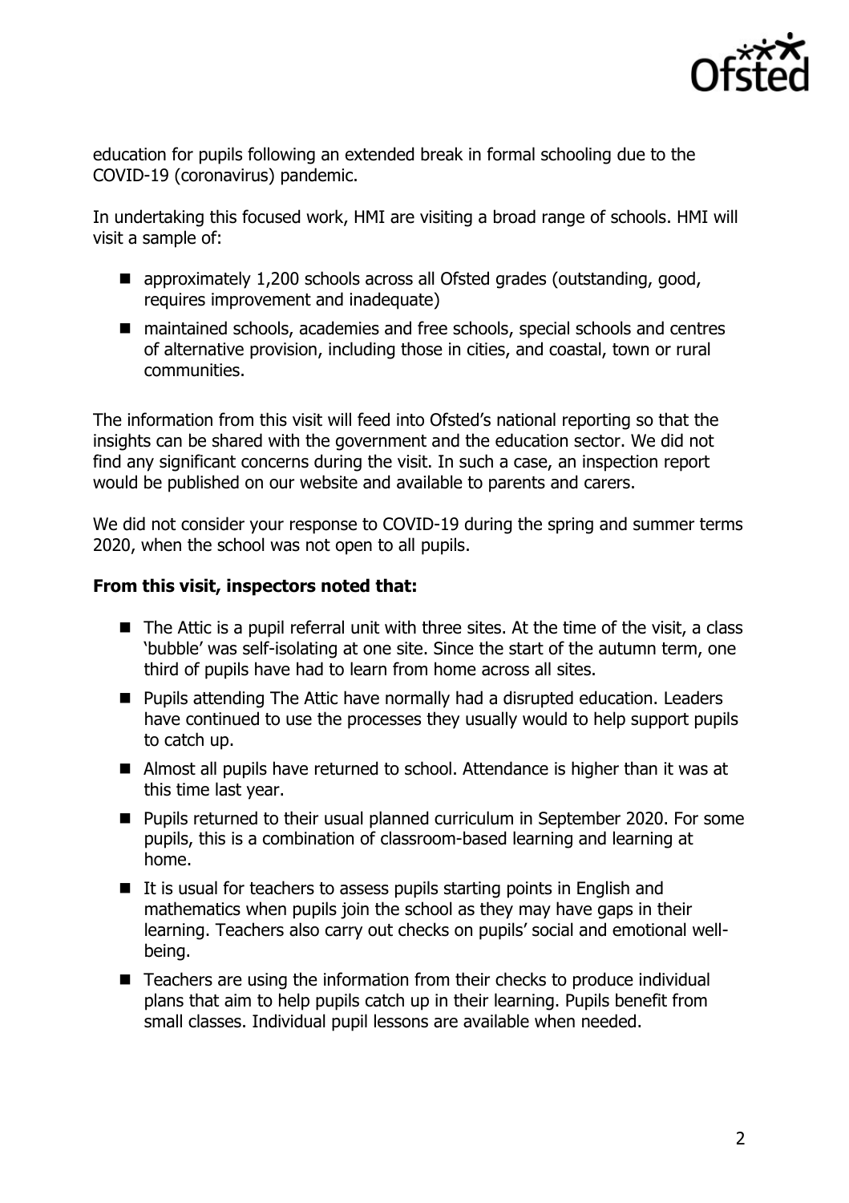education for pupils following an extended break in formal schooling due to the COVID-19 (coronavirus) pandemic.

In undertaking this focused work, HMI are visiting a broad range of schools. HMI will visit a sample of:

- approximately 1,200 schools across all Ofsted grades (outstanding, good, requires improvement and inadequate)
- maintained schools, academies and free schools, special schools and centres of alternative provision, including those in cities, and coastal, town or rural communities.

The information from this visit will feed into Ofsted's national reporting so that the insights can be shared with the government and the education sector. We did not find any significant concerns during the visit. In such a case, an inspection report would be published on our website and available to parents and carers.

We did not consider your response to COVID-19 during the spring and summer terms 2020, when the school was not open to all pupils.

**From this visit, inspectors noted that:**

- The Attic is a pupil referral unit with three sites. At the time of the visit, a class 'bubble' was self-isolating at one site. Since the start of the autumn term, one third of pupils have had to learn from home across all sites.
- Pupils attending The Attic have normally had a disrupted education. Leaders have continued to use the processes they usually would to help support pupils to catch up.
- Almost all pupils have returned to school. Attendance is higher than it was at this time last year.
- Pupils returned to their usual planned curriculum in September 2020. For some pupils, this is a combination of classroom-based learning and learning at home.
- It is usual for teachers to assess pupils starting points in English and mathematics when pupils join the school as they may have gaps in their learning. Teachers also carry out checks on pupils' social and emotional well-being.
- Teachers are using the information from their checks to produce individual plans that aim to help pupils catch up in their learning. Pupils benefit from small classes. Individual pupil lessons are available when needed.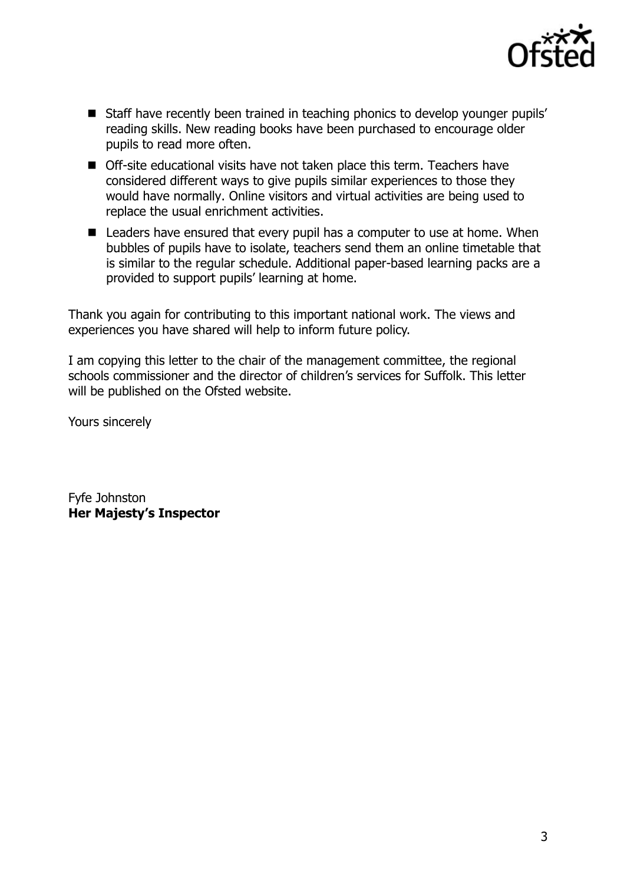- Staff have recently been trained in teaching phonics to develop younger pupils' reading skills. New reading books have been purchased to encourage older pupils to read more often.
- Off-site educational visits have not taken place this term. Teachers have considered different ways to give pupils similar experiences to those they would have normally. Online visitors and virtual activities are being used to replace the usual enrichment activities.
- Leaders have ensured that every pupil has a computer to use at home. When bubbles of pupils have to isolate, teachers send them an online timetable that is similar to the regular schedule. Additional paper-based learning packs are a provided to support pupils' learning at home.

Thank you again for contributing to this important national work. The views and experiences you have shared will help to inform future policy.

I am copying this letter to the chair of the management committee, the regional schools commissioner and the director of children's services for Suffolk. This letter will be published on the Ofsted website.

Yours sincerely

Fyfe Johnston
**Her Majesty's Inspector**